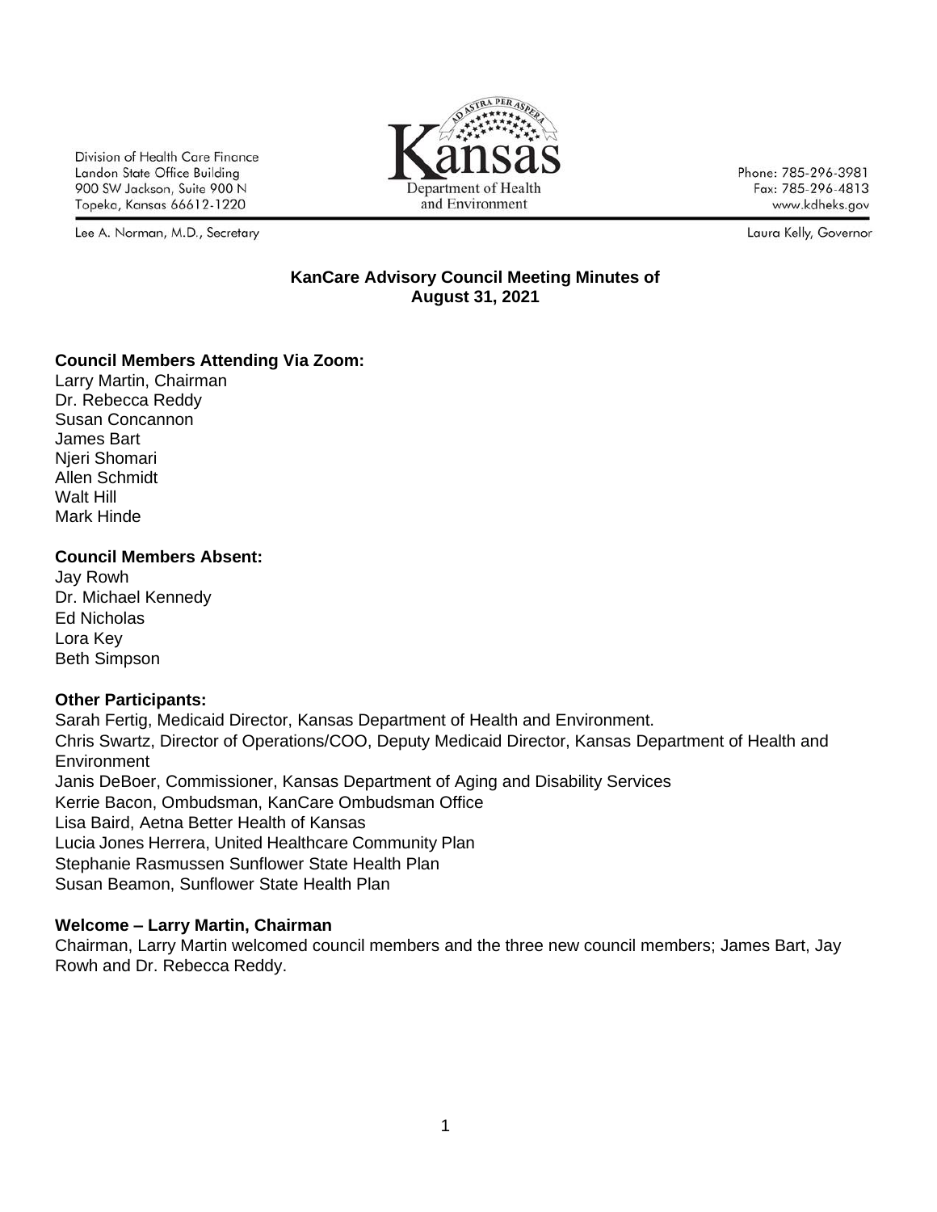Division of Health Care Finance
Landon State Office Building
900 SW Jackson, Suite 900 N
Topeka, Kansas 66612-1220

Kansas
Department of Health
and Environment

Phone: 785-296-3981
Fax: 785-296-4813
www.kdheks.gov

Lee A. Norman, M.D., Secretary

Laura Kelly, Governor

**KanCare Advisory Council Meeting Minutes of**
**August 31, 2021**

**Council Members Attending Via Zoom:**
Larry Martin, Chairman
Dr. Rebecca Reddy
Susan Concannon
James Bart
Njeri Shomari
Allen Schmidt
Walt Hill
Mark Hinde

**Council Members Absent:**
Jay Rowh
Dr. Michael Kennedy
Ed Nicholas
Lora Key
Beth Simpson

**Other Participants:**
Sarah Fertig, Medicaid Director, Kansas Department of Health and Environment.
Chris Swartz, Director of Operations/COO, Deputy Medicaid Director, Kansas Department of Health and Environment
Janis DeBoer, Commissioner, Kansas Department of Aging and Disability Services
Kerrie Bacon, Ombudsman, KanCare Ombudsman Office
Lisa Baird, Aetna Better Health of Kansas
Lucia Jones Herrera, United Healthcare Community Plan
Stephanie Rasmussen Sunflower State Health Plan
Susan Beamon, Sunflower State Health Plan

**Welcome – Larry Martin, Chairman**
Chairman, Larry Martin welcomed council members and the three new council members; James Bart, Jay Rowh and Dr. Rebecca Reddy.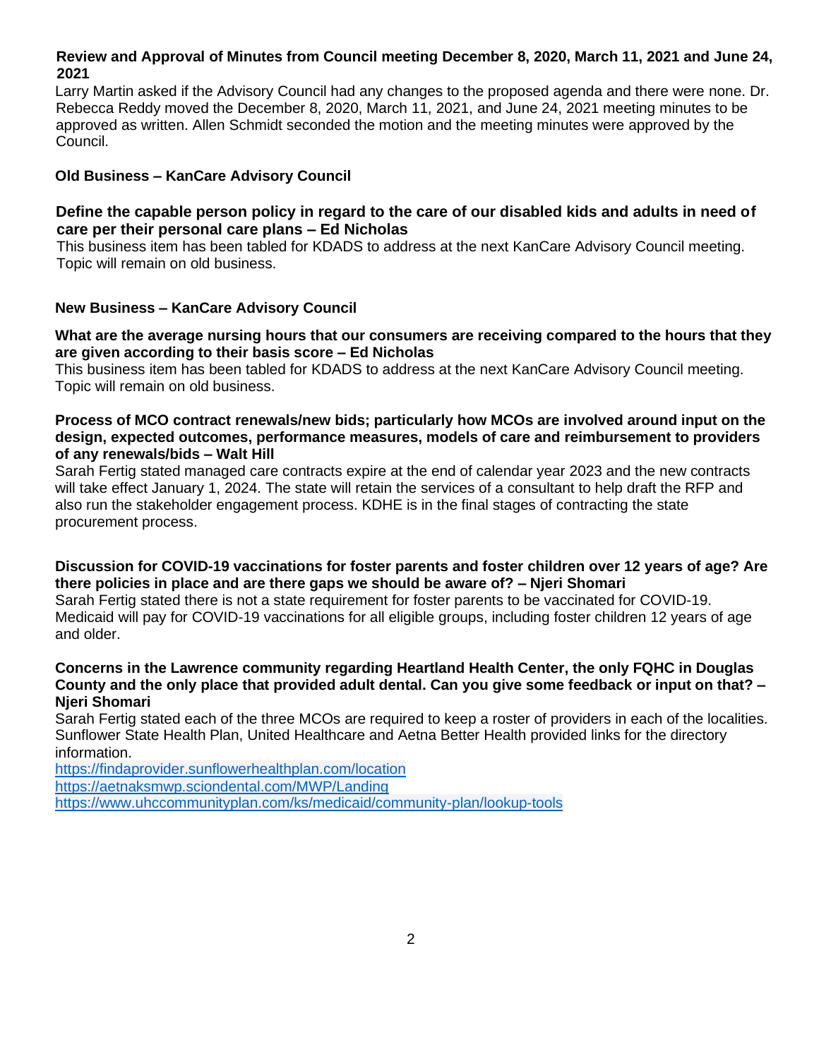**Review and Approval of Minutes from Council meeting December 8, 2020, March 11, 2021 and June 24, 2021**

Larry Martin asked if the Advisory Council had any changes to the proposed agenda and there were none. Dr. Rebecca Reddy moved the December 8, 2020, March 11, 2021, and June 24, 2021 meeting minutes to be approved as written. Allen Schmidt seconded the motion and the meeting minutes were approved by the Council.

## Old Business – KanCare Advisory Council

**Define the capable person policy in regard to the care of our disabled kids and adults in need of care per their personal care plans – Ed Nicholas**

This business item has been tabled for KDADS to address at the next KanCare Advisory Council meeting. Topic will remain on old business.

## New Business – KanCare Advisory Council

**What are the average nursing hours that our consumers are receiving compared to the hours that they are given according to their basis score – Ed Nicholas**

This business item has been tabled for KDADS to address at the next KanCare Advisory Council meeting. Topic will remain on old business.

**Process of MCO contract renewals/new bids; particularly how MCOs are involved around input on the design, expected outcomes, performance measures, models of care and reimbursement to providers of any renewals/bids – Walt Hill**

Sarah Fertig stated managed care contracts expire at the end of calendar year 2023 and the new contracts will take effect January 1, 2024. The state will retain the services of a consultant to help draft the RFP and also run the stakeholder engagement process. KDHE is in the final stages of contracting the state procurement process.

**Discussion for COVID-19 vaccinations for foster parents and foster children over 12 years of age? Are there policies in place and are there gaps we should be aware of? – Njeri Shomari**

Sarah Fertig stated there is not a state requirement for foster parents to be vaccinated for COVID-19. Medicaid will pay for COVID-19 vaccinations for all eligible groups, including foster children 12 years of age and older.

**Concerns in the Lawrence community regarding Heartland Health Center, the only FQHC in Douglas County and the only place that provided adult dental. Can you give some feedback or input on that? – Njeri Shomari**

Sarah Fertig stated each of the three MCOs are required to keep a roster of providers in each of the localities. Sunflower State Health Plan, United Healthcare and Aetna Better Health provided links for the directory information.

https://findaprovider.sunflowerhealthplan.com/location
https://aetnaksmwp.sciondental.com/MWP/Landing
https://www.uhccommunityplan.com/ks/medicaid/community-plan/lookup-tools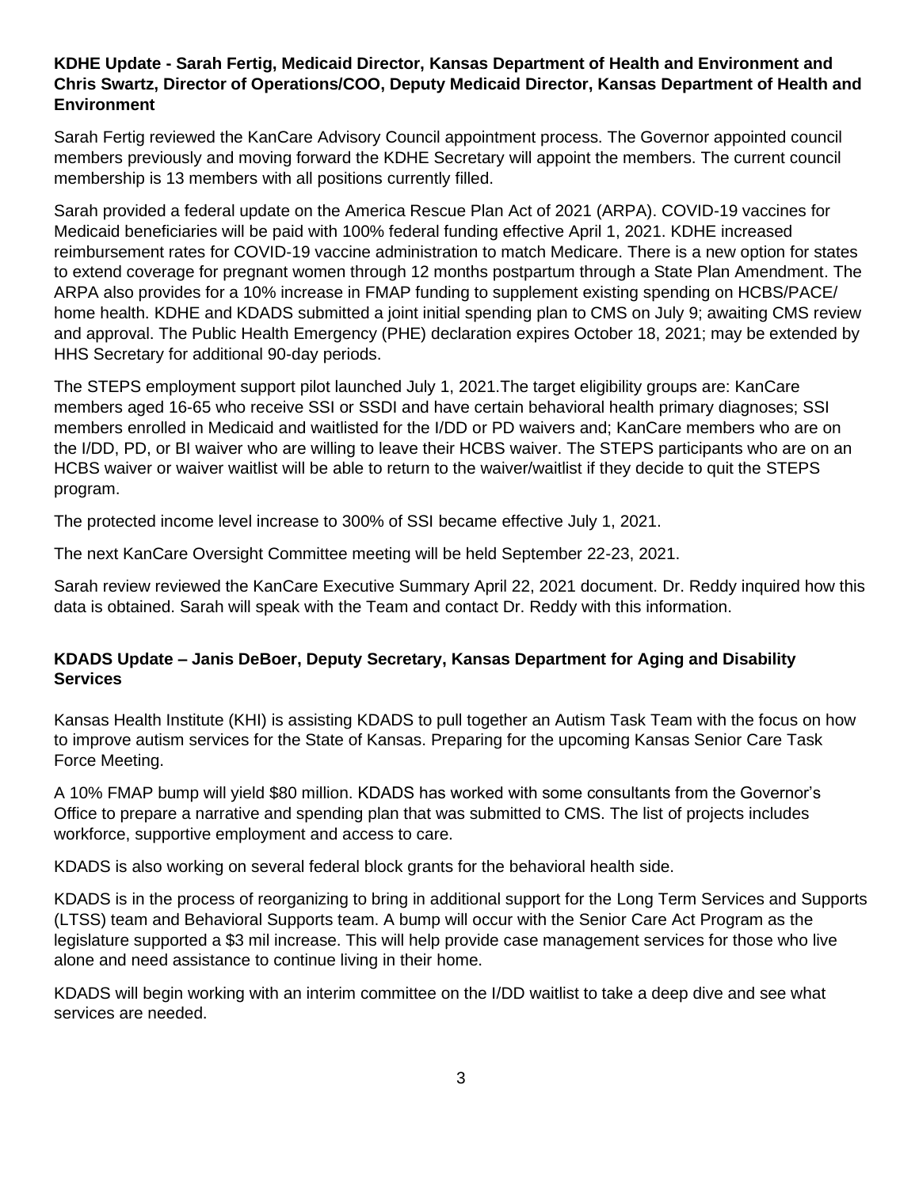**KDHE Update - Sarah Fertig, Medicaid Director, Kansas Department of Health and Environment and Chris Swartz, Director of Operations/COO, Deputy Medicaid Director, Kansas Department of Health and Environment**

Sarah Fertig reviewed the KanCare Advisory Council appointment process. The Governor appointed council members previously and moving forward the KDHE Secretary will appoint the members. The current council membership is 13 members with all positions currently filled.

Sarah provided a federal update on the America Rescue Plan Act of 2021 (ARPA). COVID-19 vaccines for Medicaid beneficiaries will be paid with 100% federal funding effective April 1, 2021. KDHE increased reimbursement rates for COVID-19 vaccine administration to match Medicare. There is a new option for states to extend coverage for pregnant women through 12 months postpartum through a State Plan Amendment. The ARPA also provides for a 10% increase in FMAP funding to supplement existing spending on HCBS/PACE/ home health. KDHE and KDADS submitted a joint initial spending plan to CMS on July 9; awaiting CMS review and approval. The Public Health Emergency (PHE) declaration expires October 18, 2021; may be extended by HHS Secretary for additional 90-day periods.

The STEPS employment support pilot launched July 1, 2021.The target eligibility groups are: KanCare members aged 16-65 who receive SSI or SSDI and have certain behavioral health primary diagnoses; SSI members enrolled in Medicaid and waitlisted for the I/DD or PD waivers and; KanCare members who are on the I/DD, PD, or BI waiver who are willing to leave their HCBS waiver. The STEPS participants who are on an HCBS waiver or waiver waitlist will be able to return to the waiver/waitlist if they decide to quit the STEPS program.

The protected income level increase to 300% of SSI became effective July 1, 2021.

The next KanCare Oversight Committee meeting will be held September 22-23, 2021.

Sarah review reviewed the KanCare Executive Summary April 22, 2021 document. Dr. Reddy inquired how this data is obtained. Sarah will speak with the Team and contact Dr. Reddy with this information.

**KDADS Update – Janis DeBoer, Deputy Secretary, Kansas Department for Aging and Disability Services**

Kansas Health Institute (KHI) is assisting KDADS to pull together an Autism Task Team with the focus on how to improve autism services for the State of Kansas. Preparing for the upcoming Kansas Senior Care Task Force Meeting.

A 10% FMAP bump will yield $80 million. KDADS has worked with some consultants from the Governor's Office to prepare a narrative and spending plan that was submitted to CMS. The list of projects includes workforce, supportive employment and access to care.

KDADS is also working on several federal block grants for the behavioral health side.

KDADS is in the process of reorganizing to bring in additional support for the Long Term Services and Supports (LTSS) team and Behavioral Supports team. A bump will occur with the Senior Care Act Program as the legislature supported a $3 mil increase. This will help provide case management services for those who live alone and need assistance to continue living in their home.

KDADS will begin working with an interim committee on the I/DD waitlist to take a deep dive and see what services are needed.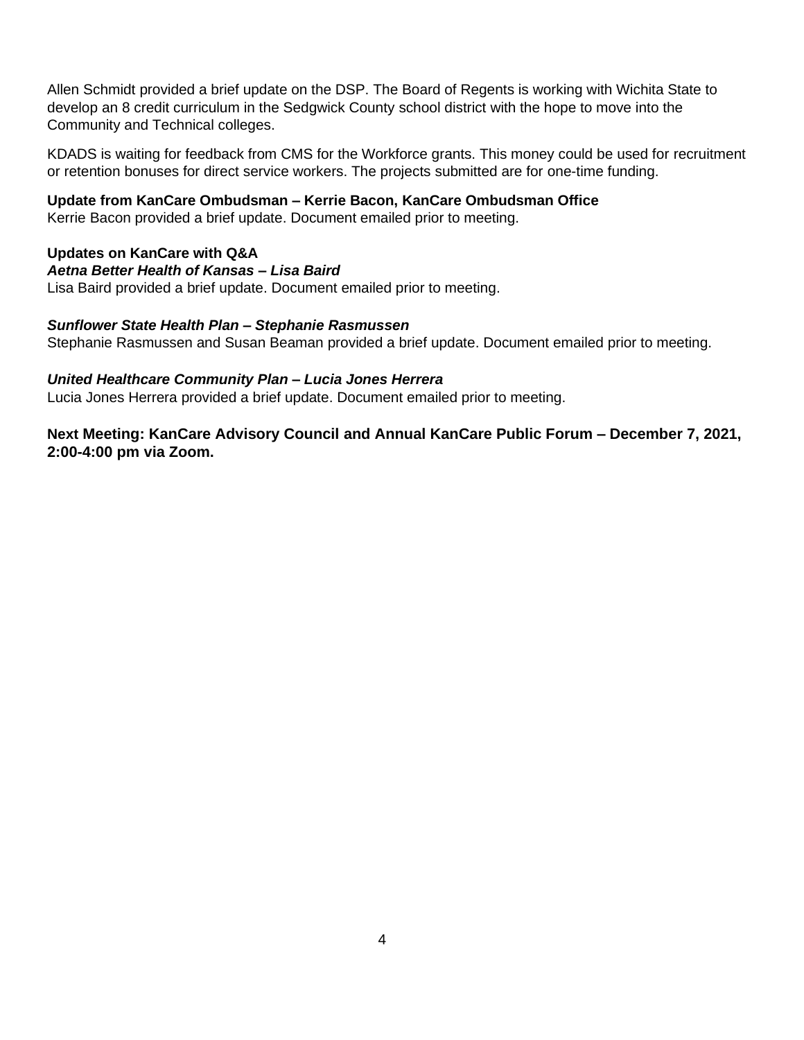Allen Schmidt provided a brief update on the DSP. The Board of Regents is working with Wichita State to develop an 8 credit curriculum in the Sedgwick County school district with the hope to move into the Community and Technical colleges.

KDADS is waiting for feedback from CMS for the Workforce grants. This money could be used for recruitment or retention bonuses for direct service workers. The projects submitted are for one-time funding.

**Update from KanCare Ombudsman – Kerrie Bacon, KanCare Ombudsman Office**
Kerrie Bacon provided a brief update. Document emailed prior to meeting.

**Updates on KanCare with Q&A**
***Aetna Better Health of Kansas – Lisa Baird***
Lisa Baird provided a brief update. Document emailed prior to meeting.

***Sunflower State Health Plan – Stephanie Rasmussen***
Stephanie Rasmussen and Susan Beaman provided a brief update. Document emailed prior to meeting.

***United Healthcare Community Plan – Lucia Jones Herrera***
Lucia Jones Herrera provided a brief update. Document emailed prior to meeting.

**Next Meeting: KanCare Advisory Council and Annual KanCare Public Forum – December 7, 2021, 2:00-4:00 pm via Zoom.**